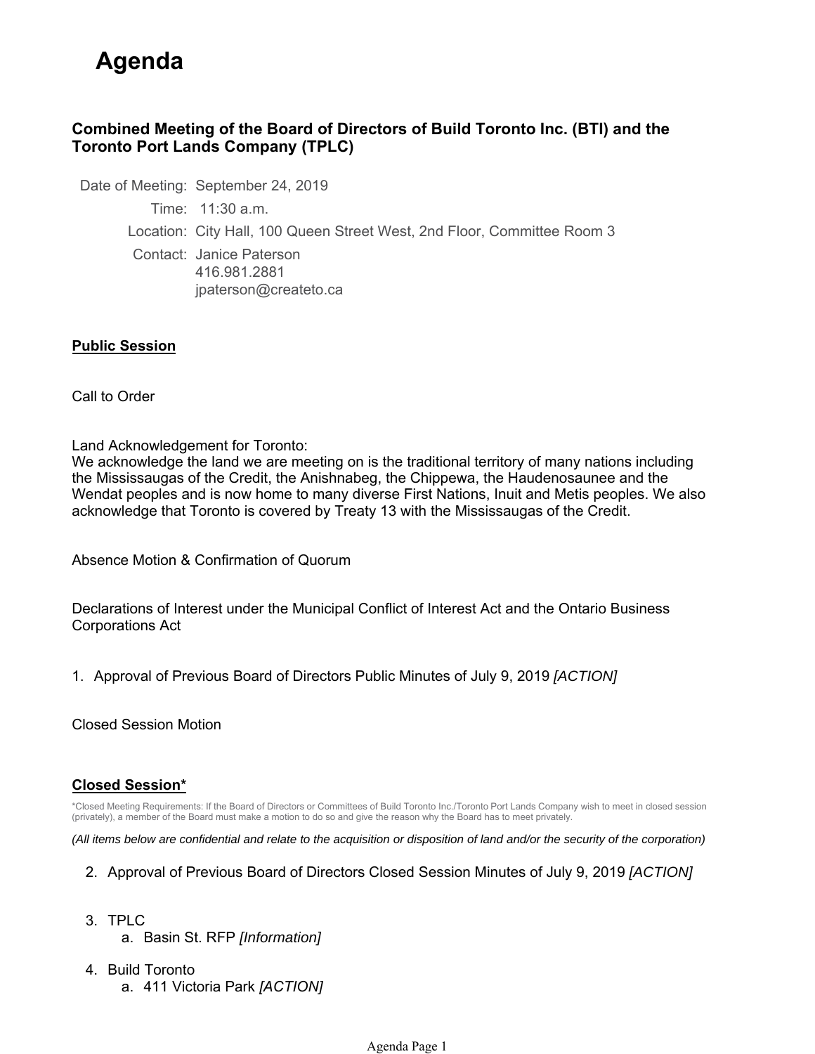# Agenda

## Combined Meeting of the Board of Directors of Build Toronto Inc. (BTI) and the Toronto Port Lands Company (TPLC)

Date of Meeting: September 24, 2019

Time: 11:30 a.m.

Location: City Hall, 100 Queen Street West, 2nd Floor, Committee Room 3

Contact: Janice Paterson
416.981.2881
jpaterson@createto.ca

**Public Session**

Call to Order

Land Acknowledgement for Toronto:
We acknowledge the land we are meeting on is the traditional territory of many nations including the Mississaugas of the Credit, the Anishnabeg, the Chippewa, the Haudenosaunee and the Wendat peoples and is now home to many diverse First Nations, Inuit and Metis peoples. We also acknowledge that Toronto is covered by Treaty 13 with the Mississaugas of the Credit.

Absence Motion & Confirmation of Quorum

Declarations of Interest under the Municipal Conflict of Interest Act and the Ontario Business Corporations Act

1. Approval of Previous Board of Directors Public Minutes of July 9, 2019 *[ACTION]*

Closed Session Motion

**Closed Session***

*Closed Meeting Requirements: If the Board of Directors or Committees of Build Toronto Inc./Toronto Port Lands Company wish to meet in closed session (privately), a member of the Board must make a motion to do so and give the reason why the Board has to meet privately.

*(All items below are confidential and relate to the acquisition or disposition of land and/or the security of the corporation)*

2. Approval of Previous Board of Directors Closed Session Minutes of July 9, 2019 *[ACTION]*

3. TPLC
   a. Basin St. RFP *[Information]*

4. Build Toronto
   a. 411 Victoria Park *[ACTION]*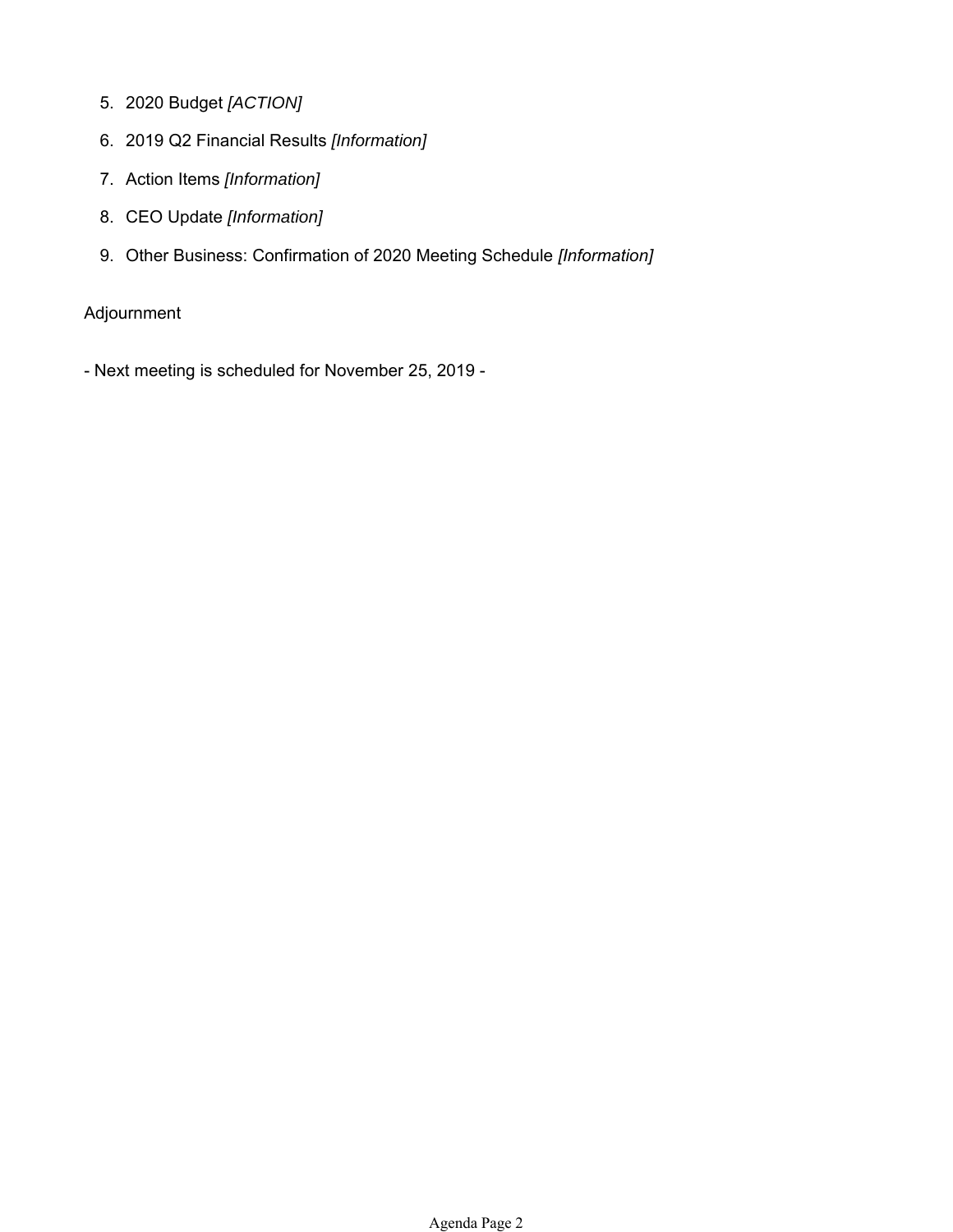5. 2020 Budget *[ACTION]*
6. 2019 Q2 Financial Results *[Information]*
7. Action Items *[Information]*
8. CEO Update *[Information]*
9. Other Business: Confirmation of 2020 Meeting Schedule *[Information]*

Adjournment

- Next meeting is scheduled for November 25, 2019 -